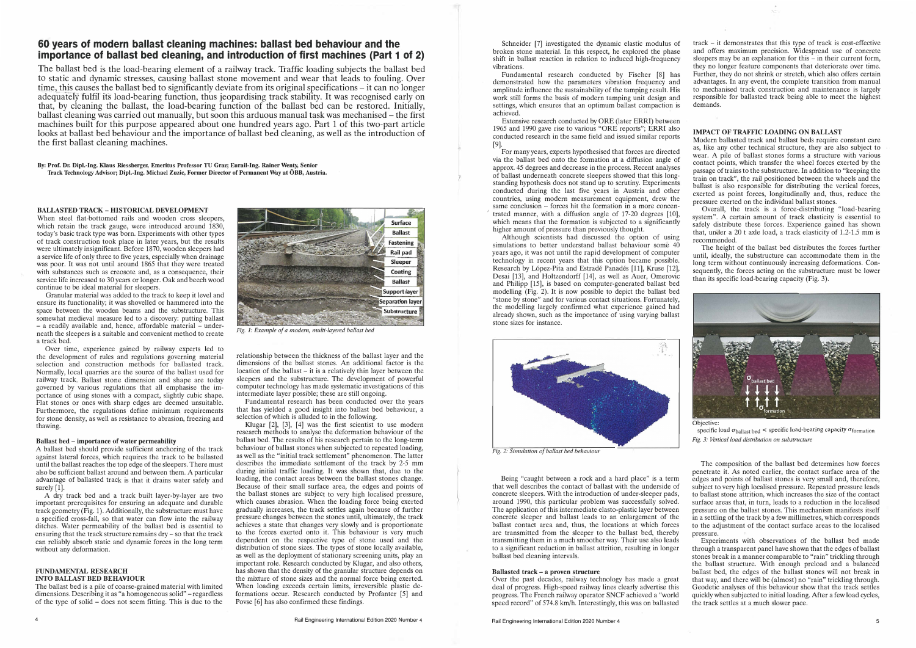# 60 years of modern ballast cleaning machines: ballast bed behaviour and the importance of ballast bed cleaning, and introduction of first machines (Part 1 of 2)

The ballast bed is the load-bearing element of a railway track. Traffic loading subjects the ballast bed to static and dynamic stresses, causing ballast stone movement and wear that leads to fouling. Over time, this causes the ballast bed to significantly deviate from its original specifications – it can no longer adequately fulfil its load-bearing function, thus jeopardising track stability. It was recognised early on that, by cleaning the ballast, the load-bearing function of the ballast bed can be restored. Initially, ballast cleaning was carried out manually, but soon this arduous manual task was mechanised – the first machines built for this purpose appeared about one hundred years ago. Part 1 of this two-part article looks at ballast bed behaviour and the importance of ballast bed cleaning, as well as the introduction of the first ballast cleaning machines.

**By: Prof. Dr. Dipl.-Ing. Klaus Riessberger, Emeritus Professor TU Graz; Eurail-Ing. Rainer Wenty, Senior Track Technology Advisor; Dipl.-Ing. Michael Zuzic, Former Director of Permanent Way at ÖBB, Austria.**

## BALLASTED TRACK – HISTORICAL DEVELOPMENT

When steel flat-bottomed rails and wooden cross sleepers, which retain the track gauge, were introduced around 1830, today's basic track type was born. Experiments with other types of track construction took place in later years, but the results were ultimately insignificant. Before 1870, wooden sleepers had a service life of only three to five years, especially when drainage was poor. It was not until around 1865 that they were treated with substances such as creosote and, as a consequence, their service life increased to 30 years or longer. Oak and beech wood continue to be ideal material for sleepers.

Granular material was added to the track to keep it level and ensure its functionality; it was shovelled or hammered into the space between the wooden beams and the substructure. This somewhat medieval measure led to a discovery: putting ballast – a readily available and, hence, affordable material – underneath the sleepers is a suitable and convenient method to create a track bed.

Over time, experience gained by railway experts led to the development of rules and regulations governing material selection and construction methods for ballasted track. Normally, local quarries are the source of the ballast used for railway track. Ballast stone dimension and shape are today governed by various regulations that all emphasise the importance of using stones with a compact, slightly cubic shape. Flat stones or ones with sharp edges are deemed unsuitable. Furthermore, the regulations define minimum requirements for stone density, as well as resistance to abrasion, freezing and thawing.

### Ballast bed – importance of water permeability

A ballast bed should provide sufficient anchoring of the track against lateral forces, which requires the track to be ballasted until the ballast reaches the top edge of the sleepers. There must also be sufficient ballast around and between them. A particular advantage of ballasted track is that it drains water safely and surely [1].

A dry track bed and a track built layer-by-layer are two important prerequisites for ensuring an adequate and durable track geometry (Fig. 1). Additionally, the substructure must have a specified cross-fall, so that water can flow into the railway ditches. Water permeability of the ballast bed is essential to ensuring that the track structure remains dry – so that the track can reliably absorb static and dynamic forces in the long term without any deformation.

Surface
Ballast
Fastening
Rail pad
Sleeper
Coating
Ballast
Support layer
Separation layer
Substructure

*Fig. 1: Example of a modern, multi-layered ballast bed*

## FUNDAMENTAL RESEARCH INTO BALLAST BED BEHAVIOUR

The ballast bed is a pile of coarse-grained material with limited dimensions. Describing it as "a homogeneous solid" – regardless of the type of solid – does not seem fitting. This is due to the relationship between the thickness of the ballast layer and the dimensions of the ballast stones. An additional factor is the location of the ballast – it is a relatively thin layer between the sleepers and the substructure. The development of powerful computer technology has made systematic investigations of this intermediate layer possible; these are still ongoing.

Fundamental research has been conducted over the years that has yielded a good insight into ballast bed behaviour, a selection of which is alluded to in the following.

Klugar [2], [3], [4] was the first scientist to use modern research methods to analyse the deformation behaviour of the ballast bed. The results of his research pertain to the long-term behaviour of ballast stones when subjected to repeated loading, as well as the "initial track settlement" phenomenon. The latter describes the immediate settlement of the track by 2-5 mm during initial traffic loading. It was shown that, due to the loading, the contact areas between the ballast stones change. Because of their small surface area, the edges and points of the ballast stones are subject to very high localised pressure, which causes abrasion. When the loading force being exerted gradually increases, the track settles again because of further pressure changes between the stones until, ultimately, the track achieves a state that changes very slowly and is proportionate to the forces exerted onto it. This behaviour is very much dependent on the respective type of stone used and the distribution of stone sizes. The types of stone locally available, as well as the deployment of stationary screening units, play an important role. Research conducted by Klugar, and also others, has shown that the density of the granular structure depends on the mixture of stone sizes and the normal force being exerted. When loading exceeds certain limits, irreversible plastic deformations occur. Research conducted by Profanter [5] and Povse [6] has also confirmed these findings.

Schneider [7] investigated the dynamic elastic modulus of broken stone material. In this respect, he explored the phase shift in ballast reaction in relation to induced high-frequency vibrations.

Fundamental research conducted by Fischer [8] has demonstrated how the parameters vibration frequency and amplitude influence the sustainability of the tamping result. His work still forms the basis of modern tamping unit design and settings, which ensures that an optimum ballast compaction is achieved.

Extensive research conducted by ORE (later ERRI) between 1965 and 1990 gave rise to various "ORE reports"; ERRI also conducted research in the same field and issued similar reports [9].

For many years, experts hypothesised that forces are directed via the ballast bed onto the formation at a diffusion angle of approx. 45 degrees and decrease in the process. Recent analyses of ballast underneath concrete sleepers showed that this long-standing hypothesis does not stand up to scrutiny. Experiments conducted during the last five years in Austria and other countries, using modern measurement equipment, drew the same conclusion – forces hit the formation in a more concentrated manner, with a diffusion angle of 17-20 degrees [10], which means that the formation is subjected to a significantly higher amount of pressure than previously thought.

Although scientists had discussed the option of using simulations to better understand ballast behaviour some 40 years ago, it was not until the rapid development of computer technology in recent years that this option became possible. Research by López-Pita and Estradé Panadés [11], Kruse [12], Desai [13], and Holtzendorff [14], as well as Auer, Omerovic and Philipp [15], is based on computer-generated ballast bed modelling (Fig. 2). It is now possible to depict the ballast bed "stone by stone" and for various contact situations. Fortunately, the modelling largely confirmed what experience gained had already shown, such as the importance of using varying ballast stone sizes for instance.

*Fig. 2: Simulation of ballast bed behaviour*

Being "caught between a rock and a hard place" is a term that well describes the contact of ballast with the underside of concrete sleepers. With the introduction of under-sleeper pads, around 1990, this particular problem was successfully solved. The application of this intermediate elasto-plastic layer between concrete sleeper and ballast leads to an enlargement of the ballast contact area and, thus, the locations at which forces are transmitted from the sleeper to the ballast bed, thereby transmitting them in a much smoother way. Their use also leads to a significant reduction in ballast attrition, resulting in longer ballast bed cleaning intervals.

### Ballasted track – a proven structure

Over the past decades, railway technology has made a great deal of progress. High-speed railway lines clearly advertise this progress. The French railway operator SNCF achieved a "world speed record" of 574.8 km/h. Interestingly, this was on ballasted track – it demonstrates that this type of track is cost-effective and offers maximum precision. Widespread use of concrete sleepers may be an explanation for this – in their current form, they no longer feature components that deteriorate over time. Further, they do not shrink or stretch, which also offers certain advantages. In any event, the complete transition from manual to mechanised track construction and maintenance is largely responsible for ballasted track being able to meet the highest demands.

## IMPACT OF TRAFFIC LOADING ON BALLAST

Modern ballasted track and ballast beds require constant care as, like any other technical structure, they are also subject to wear. A pile of ballast stones forms a structure with various contact points, which transfer the wheel forces exerted by the passage of trains to the substructure. In addition to "keeping the train on track", the rail positioned between the wheels and the ballast is also responsible for distributing the vertical forces, exerted as point forces, longitudinally and, thus, reduce the pressure exerted on the individual ballast stones.

Overall, the track is a force-distributing "load-bearing system". A certain amount of track elasticity is essential to safely distribute these forces. Experience gained has shown that, under a 20 t axle load, a track elasticity of 1.2-1.5 mm is recommended.

The height of the ballast bed distributes the forces further until, ideally, the substructure can accommodate them in the long term without continuously increasing deformations. Consequently, the forces acting on the substructure must be lower than its specific load-bearing capacity (Fig. 3).

$\sigma_{\text{ballast bed}}$

$\sigma_{\text{formation}}$

Objective:
specific load $\sigma_{\text{ballast bed}}$ < specific load-bearing capacity $\sigma_{\text{formation}}$

*Fig. 3: Vertical load distribution on substructure*

The composition of the ballast bed determines how forces penetrate it. As noted earlier, the contact surface area of the edges and points of ballast stones is very small and, therefore, subject to very high localised pressure. Repeated pressure leads to ballast stone attrition, which increases the size of the contact surface areas that, in turn, leads to a reduction in the localised pressure on the ballast stones. This mechanism manifests itself in a settling of the track by a few millimetres, which corresponds to the adjustment of the contact surface areas to the localised pressure.

Experiments with observations of the ballast bed made through a transparent panel have shown that the edges of ballast stones break in a manner comparable to "rain" trickling through the ballast structure. With enough preload and a balanced ballast bed, the edges of the ballast stones will not break in that way, and there will be (almost) no "rain" trickling through. Geodetic analyses of this behaviour show that the track settles quickly when subjected to initial loading. After a few load cycles, the track settles at a much slower pace.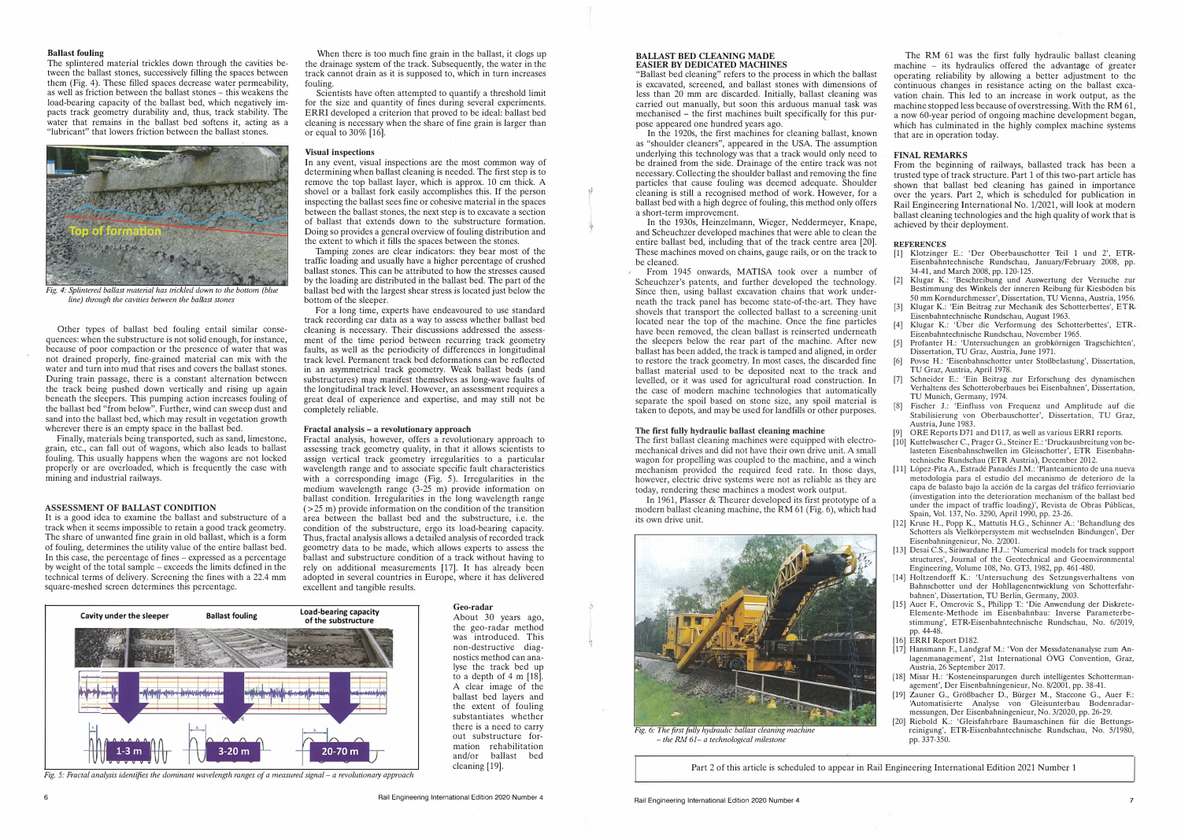### Ballast fouling

The splintered material trickles down through the cavities between the ballast stones, successively filling the spaces between them (Fig. 4). These filled spaces decrease water permeability, as well as friction between the ballast stones – this weakens the load-bearing capacity of the ballast bed, which negatively impacts track geometry durability and, thus, track stability. The water that remains in the ballast bed softens it, acting as a "lubricant" that lowers friction between the ballast stones.

Top of formation

*Fig. 4: Splintered ballast material has trickled down to the bottom (blue line) through the cavities between the ballast stones*

Other types of ballast bed fouling entail similar consequences: when the substructure is not solid enough, for instance, because of poor compaction or the presence of water that was not drained properly, fine-grained material can mix with the water and turn into mud that rises and covers the ballast stones. During train passage, there is a constant alternation between the track being pushed down vertically and rising up again beneath the sleepers. This pumping action increases fouling of the ballast bed "from below". Further, wind can sweep dust and sand into the ballast bed, which may result in vegetation growth wherever there is an empty space in the ballast bed.

Finally, materials being transported, such as sand, limestone, grain, etc., can fall out of wagons, which also leads to ballast fouling. This usually happens when the wagons are not locked properly or are overloaded, which is frequently the case with mining and industrial railways.

## ASSESSMENT OF BALLAST CONDITION

It is a good idea to examine the ballast and substructure of a track when it seems impossible to retain a good track geometry. The share of unwanted fine grain in old ballast, which is a form of fouling, determines the utility value of the entire ballast bed. In this case, the percentage of fines – expressed as a percentage by weight of the total sample – exceeds the limits defined in the technical terms of delivery. Screening the fines with a 22.4 mm square-meshed screen determines this percentage.

When there is too much fine grain in the ballast, it clogs up the drainage system of the track. Subsequently, the water in the track cannot drain as it is supposed to, which in turn increases fouling.

Scientists have often attempted to quantify a threshold limit for the size and quantity of fines during several experiments. ERRI developed a criterion that proved to be ideal: ballast bed cleaning is necessary when the share of fine grain is larger than or equal to 30% [16].

### Visual inspections

In any event, visual inspections are the most common way of determining when ballast cleaning is needed. The first step is to remove the top ballast layer, which is approx. 10 cm thick. A shovel or a ballast fork easily accomplishes this. If the person inspecting the ballast sees fine or cohesive material in the spaces between the ballast stones, the next step is to excavate a section of ballast that extends down to the substructure formation. Doing so provides a general overview of fouling distribution and the extent to which it fills the spaces between the stones.

Tamping zones are clear indicators: they bear most of the traffic loading and usually have a higher percentage of crushed ballast stones. This can be attributed to how the stresses caused by the loading are distributed in the ballast bed. The part of the ballast bed with the largest shear stress is located just below the bottom of the sleeper.

For a long time, experts have endeavoured to use standard track recording car data as a way to assess whether ballast bed cleaning is necessary. Their discussions addressed the assessment of the time period between recurring track geometry faults, as well as the periodicity of differences in longitudinal track level. Permanent track bed deformations can be reflected in an asymmetrical track geometry. Weak ballast beds (and substructures) may manifest themselves as long-wave faults of the longitudinal track level. However, an assessment requires a great deal of experience and expertise, and may still not be completely reliable.

### Fractal analysis – a revolutionary approach

Fractal analysis, however, offers a revolutionary approach to assessing track geometry quality, in that it allows scientists to assign vertical track geometry irregularities to a particular wavelength range and to associate specific fault characteristics with a corresponding image (Fig. 5). Irregularities in the medium wavelength range (3-25 m) provide information on ballast condition. Irregularities in the long wavelength range (>25 m) provide information on the condition of the transition area between the ballast bed and the substructure, i.e. the condition of the substructure, ergo its load-bearing capacity. Thus, fractal analysis allows a detailed analysis of recorded track geometry data to be made, which allows experts to assess the ballast and substructure condition of a track without having to rely on additional measurements [17]. It has already been adopted in several countries in Europe, where it has delivered excellent and tangible results.

Cavity under the sleeper
Ballast fouling
Load-bearing capacity of the substructure
1-3 m
3-20 m
20-70 m

*Fig. 5: Fractal analysis identifies the dominant wavelength ranges of a measured signal – a revolutionary approach*

### Geo-radar

About 30 years ago, the geo-radar method was introduced. This non-destructive diagnostics method can analyse the track bed up to a depth of 4 m [18]. A clear image of the ballast bed layers and the extent of fouling substantiates whether there is a need to carry out substructure formation rehabilitation and/or ballast bed cleaning [19].

## BALLAST BED CLEANING MADE EASIER BY DEDICATED MACHINES

"Ballast bed cleaning" refers to the process in which the ballast is excavated, screened, and ballast stones with dimensions of less than 20 mm are discarded. Initially, ballast cleaning was carried out manually, but soon this arduous manual task was mechanised – the first machines built specifically for this purpose appeared one hundred years ago.

In the 1920s, the first machines for cleaning ballast, known as "shoulder cleaners", appeared in the USA. The assumption underlying this technology was that a track would only need to be drained from the side. Drainage of the entire track was not necessary. Collecting the shoulder ballast and removing the fine particles that cause fouling was deemed adequate. Shoulder cleaning is still a recognised method of work. However, for a ballast bed with a high degree of fouling, this method only offers a short-term improvement.

In the 1930s, Heinzelmann, Wieger, Neddermeyer, Knape, and Scheuchzer developed machines that were able to clean the entire ballast bed, including that of the track centre area [20]. These machines moved on chains, gauge rails, or on the track to be cleaned.

From 1945 onwards, MATISA took over a number of Scheuchzer's patents, and further developed the technology. Since then, using ballast excavation chains that work underneath the track panel has become state-of-the-art. They have shovels that transport the collected ballast to a screening unit located near the top of the machine. Once the fine particles have been removed, the clean ballast is reinserted underneath the sleepers below the rear part of the machine. After new ballast has been added, the track is tamped and aligned, in order to restore the track geometry. In most cases, the discarded fine ballast material used to be deposited next to the track and levelled, or it was used for agricultural road construction. In the case of modern machine technologies that automatically separate the spoil based on stone size, any spoil material is taken to depots, and may be used for landfills or other purposes.

### The first fully hydraulic ballast cleaning machine

The first ballast cleaning machines were equipped with electro-mechanical drives and did not have their own drive unit. A small wagon for propelling was coupled to the machine, and a winch mechanism provided the required feed rate. In those days, however, electric drive systems were not as reliable as they are today, rendering these machines a modest work output.

In 1961, Plasser & Theurer developed its first prototype of a modern ballast cleaning machine, the RM 61 (Fig. 6), which had its own drive unit.

*Fig. 6: The first fully hydraulic ballast cleaning machine – the RM 61– a technological milestone*

The RM 61 was the first fully hydraulic ballast cleaning machine – its hydraulics offered the advantage of greater operating reliability by allowing a better adjustment to the continuous changes in resistance acting on the ballast excavation chain. This led to an increase in work output, as the machine stopped less because of overstressing. With the RM 61, a now 60-year period of ongoing machine development began, which has culminated in the highly complex machine systems that are in operation today.

## FINAL REMARKS

From the beginning of railways, ballasted track has been a trusted type of track structure. Part 1 of this two-part article has shown that ballast bed cleaning has gained in importance over the years. Part 2, which is scheduled for publication in Rail Engineering International No. 1/2021, will look at modern ballast cleaning technologies and the high quality of work that is achieved by their deployment.

## REFERENCES

[1] Klotzinger E.: 'Der Oberbauschotter Teil 1 und 2', ETR-Eisenbahntechnische Rundschau, January/February 2008, pp. 34-41, and March 2008, pp. 120-125.
[2] Klugar K.: 'Beschreibung und Auswertung der Versuche zur Bestimmung des Winkels der inneren Reibung für Kiesböden bis 50 mm Korndurchmesser', Dissertation, TU Vienna, Austria, 1956.
[3] Klugar K.: 'Ein Beitrag zur Mechanik des Schotterbettes', ETR-Eisenbahntechnische Rundschau, August 1963.
[4] Klugar K.: 'Über die Verformung des Schotterbettes', ETR-Eisenbahntechnische Rundschau, November 1965.
[5] Profanter H.: 'Untersuchungen an grobkörnigen Tragschichten', Dissertation, TU Graz, Austria, June 1971.
[6] Povse H.: 'Eisenbahnschotter unter Stoßbelastung', Dissertation, TU Graz, Austria, April 1978.
[7] Schneider E.: 'Ein Beitrag zur Erforschung des dynamischen Verhaltens des Schotteroberbaues bei Eisenbahnen', Dissertation, TU Munich, Germany, 1974.
[8] Fischer J.: 'Einfluss von Frequenz und Amplitude auf die Stabilisierung von Oberbauschotter', Dissertation, TU Graz, Austria, June 1983.
[9] ORE Reports D71 and D117, as well as various ERRI reports.
[10] Kuttelwascher C., Prager G., Steiner E.: 'Druckausbreitung von belasteten Eisenbahnschwellen im Gleisschotter', ETR Eisenbahntechnische Rundschau (ETR Austria), December 2012.
[11] López-Pita A., Estradé Panadés J.M.: 'Planteamiento de una nueva metodología para el estudio del mecanismo de deterioro de la capa de balasto bajo la acción de la cargas del tráfico ferrioviario (investigation into the deterioration mechanism of the ballast bed under the impact of traffic loading)', Revista de Obras Públicas, Spain, Vol. 137, No. 3290, April 1990, pp. 23-26.
[12] Kruse H., Popp K., Mattutis H.G., Schinner A.: 'Behandlung des Schotters als Vielkörpersystem mit wechselnden Bindungen', Der Eisenbahningenieur, No. 2/2001.
[13] Desai C.S., Siriwardane H.J.: 'Numerical models for track support structures', Journal of the Geotechnical and Geoenvironmental Engineering, Volume 108, No. GT3, 1982, pp. 461-480.
[14] Holtzendorff K.: 'Untersuchung des Setzungsverhaltens von Bahnschotter und der Hohllagenentwicklung von Schotterfahrbahnen', Dissertation, TU Berlin, Germany, 2003.
[15] Auer F., Omerovic S., Philipp T.: 'Die Anwendung der Diskrete-Elemente-Methode im Eisenbahnbau: Inverse Parameterbestimmung', ETR-Eisenbahntechnische Rundschau, No. 6/2019, pp. 44-48.
[16] ERRI Report D182.
[17] Hansmann F., Landgraf M.: 'Von der Messdatenanalyse zum Anlagenmanagement', 21st International ÖVG Convention, Graz, Austria, 26 September 2017.
[18] Misar H.: 'Kosteneinsparungen durch intelligentes Schottermanagement', Der Eisenbahningenieur, No. 8/2001, pp. 38-41.
[19] Zauner G., Größbacher D., Bürger M., Staccone G., Auer F.: 'Automatisierte Analyse von Gleisunterbau Bodenradarmessungen, Der Eisenbahningenieur, No. 3/2020, pp. 26-29.
[20] Riebold K.: 'Gleisfahrbare Baumaschinen für die Bettungsreinigung', ETR-Eisenbahntechnische Rundschau, No. 5/1980, pp. 337-350.

Part 2 of this article is scheduled to appear in Rail Engineering International Edition 2021 Number 1